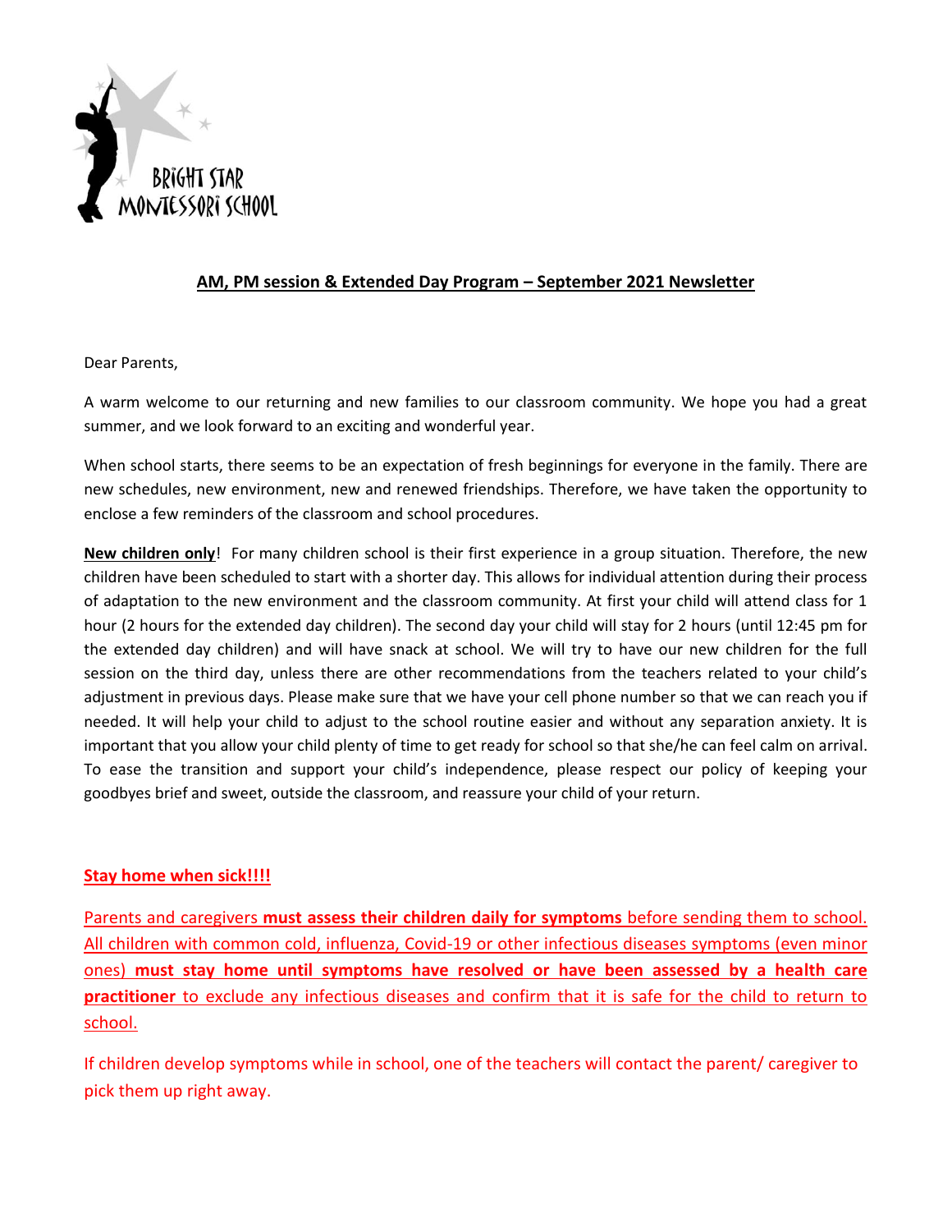BRIGHT STAR MONTESSORI SCHOOL

## AM, PM session & Extended Day Program – September 2021 Newsletter

Dear Parents,

A warm welcome to our returning and new families to our classroom community. We hope you had a great summer, and we look forward to an exciting and wonderful year.

When school starts, there seems to be an expectation of fresh beginnings for everyone in the family. There are new schedules, new environment, new and renewed friendships. Therefore, we have taken the opportunity to enclose a few reminders of the classroom and school procedures.

**New children only**! For many children school is their first experience in a group situation. Therefore, the new children have been scheduled to start with a shorter day. This allows for individual attention during their process of adaptation to the new environment and the classroom community. At first your child will attend class for 1 hour (2 hours for the extended day children). The second day your child will stay for 2 hours (until 12:45 pm for the extended day children) and will have snack at school. We will try to have our new children for the full session on the third day, unless there are other recommendations from the teachers related to your child's adjustment in previous days. Please make sure that we have your cell phone number so that we can reach you if needed. It will help your child to adjust to the school routine easier and without any separation anxiety. It is important that you allow your child plenty of time to get ready for school so that she/he can feel calm on arrival. To ease the transition and support your child's independence, please respect our policy of keeping your goodbyes brief and sweet, outside the classroom, and reassure your child of your return.

**Stay home when sick!!!!**

Parents and caregivers **must assess their children daily for symptoms** before sending them to school. All children with common cold, influenza, Covid-19 or other infectious diseases symptoms (even minor ones) **must stay home until symptoms have resolved or have been assessed by a health care practitioner** to exclude any infectious diseases and confirm that it is safe for the child to return to school.

If children develop symptoms while in school, one of the teachers will contact the parent/ caregiver to pick them up right away.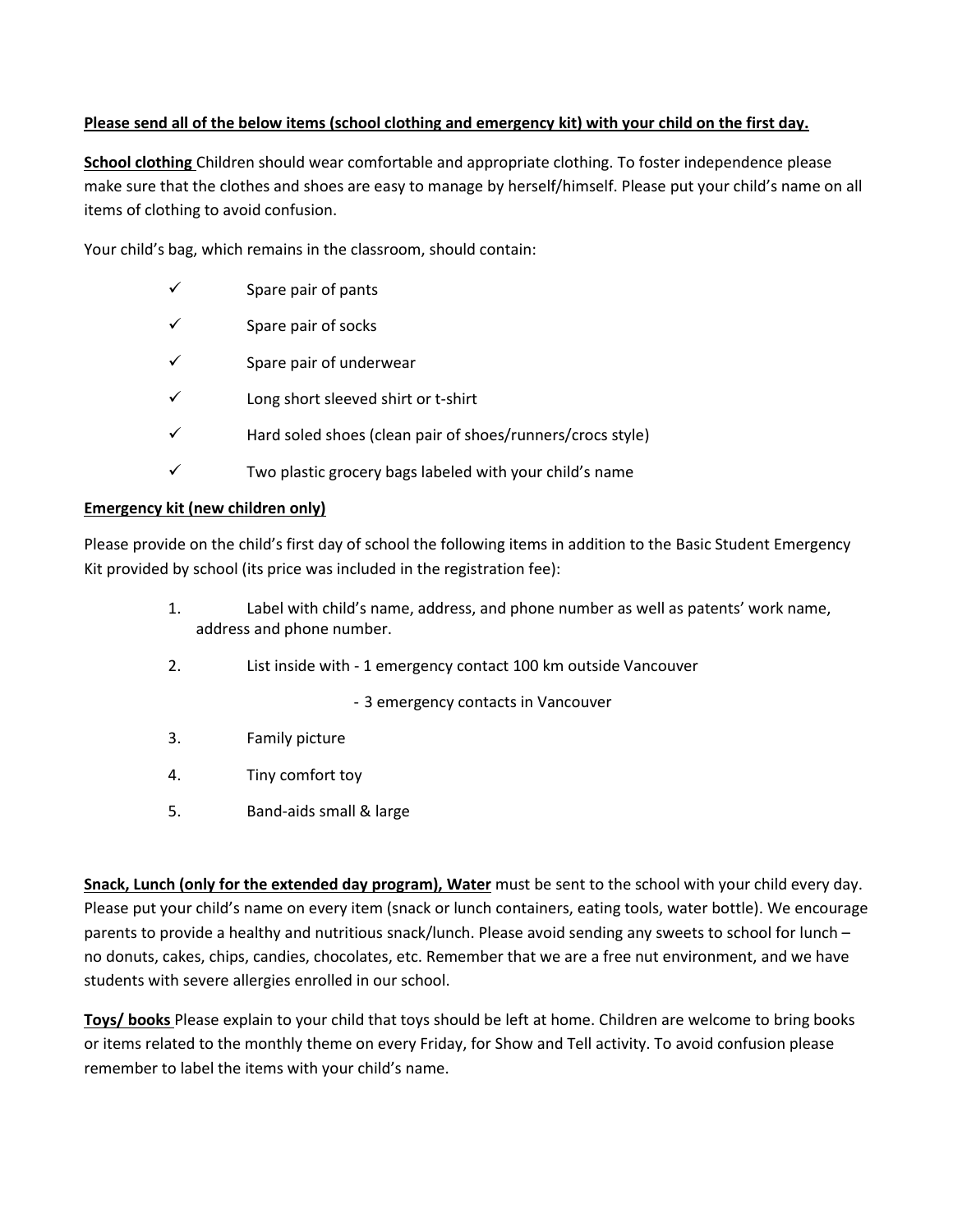**Please send all of the below items (school clothing and emergency kit) with your child on the first day.**

**School clothing** Children should wear comfortable and appropriate clothing. To foster independence please make sure that the clothes and shoes are easy to manage by herself/himself. Please put your child's name on all items of clothing to avoid confusion.

Your child's bag, which remains in the classroom, should contain:

- ✓ Spare pair of pants
- ✓ Spare pair of socks
- ✓ Spare pair of underwear
- ✓ Long short sleeved shirt or t-shirt
- ✓ Hard soled shoes (clean pair of shoes/runners/crocs style)
- ✓ Two plastic grocery bags labeled with your child's name

**Emergency kit (new children only)**

Please provide on the child's first day of school the following items in addition to the Basic Student Emergency Kit provided by school (its price was included in the registration fee):

1. Label with child's name, address, and phone number as well as patents' work name, address and phone number.
2. List inside with - 1 emergency contact 100 km outside Vancouver
   - 3 emergency contacts in Vancouver
3. Family picture
4. Tiny comfort toy
5. Band-aids small & large

**Snack, Lunch (only for the extended day program), Water** must be sent to the school with your child every day. Please put your child's name on every item (snack or lunch containers, eating tools, water bottle). We encourage parents to provide a healthy and nutritious snack/lunch. Please avoid sending any sweets to school for lunch – no donuts, cakes, chips, candies, chocolates, etc. Remember that we are a free nut environment, and we have students with severe allergies enrolled in our school.

**Toys/ books** Please explain to your child that toys should be left at home. Children are welcome to bring books or items related to the monthly theme on every Friday, for Show and Tell activity. To avoid confusion please remember to label the items with your child's name.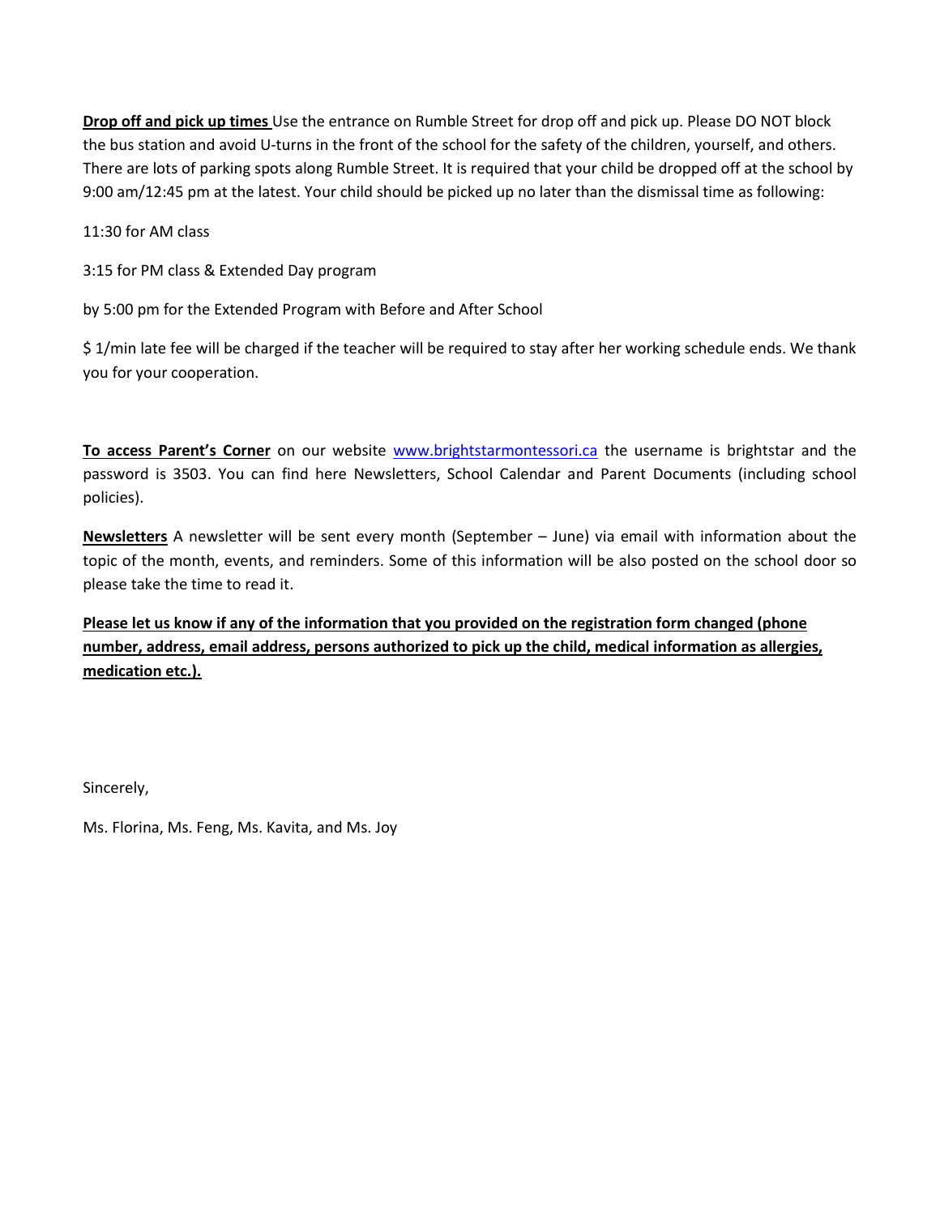**Drop off and pick up times** Use the entrance on Rumble Street for drop off and pick up. Please DO NOT block the bus station and avoid U-turns in the front of the school for the safety of the children, yourself, and others. There are lots of parking spots along Rumble Street. It is required that your child be dropped off at the school by 9:00 am/12:45 pm at the latest. Your child should be picked up no later than the dismissal time as following:

11:30 for AM class

3:15 for PM class & Extended Day program

by 5:00 pm for the Extended Program with Before and After School

$ 1/min late fee will be charged if the teacher will be required to stay after her working schedule ends. We thank you for your cooperation.

**To access Parent's Corner** on our website www.brightstarmontessori.ca the username is brightstar and the password is 3503. You can find here Newsletters, School Calendar and Parent Documents (including school policies).

**Newsletters** A newsletter will be sent every month (September – June) via email with information about the topic of the month, events, and reminders. Some of this information will be also posted on the school door so please take the time to read it.

**Please let us know if any of the information that you provided on the registration form changed (phone number, address, email address, persons authorized to pick up the child, medical information as allergies, medication etc.).**

Sincerely,

Ms. Florina, Ms. Feng, Ms. Kavita, and Ms. Joy